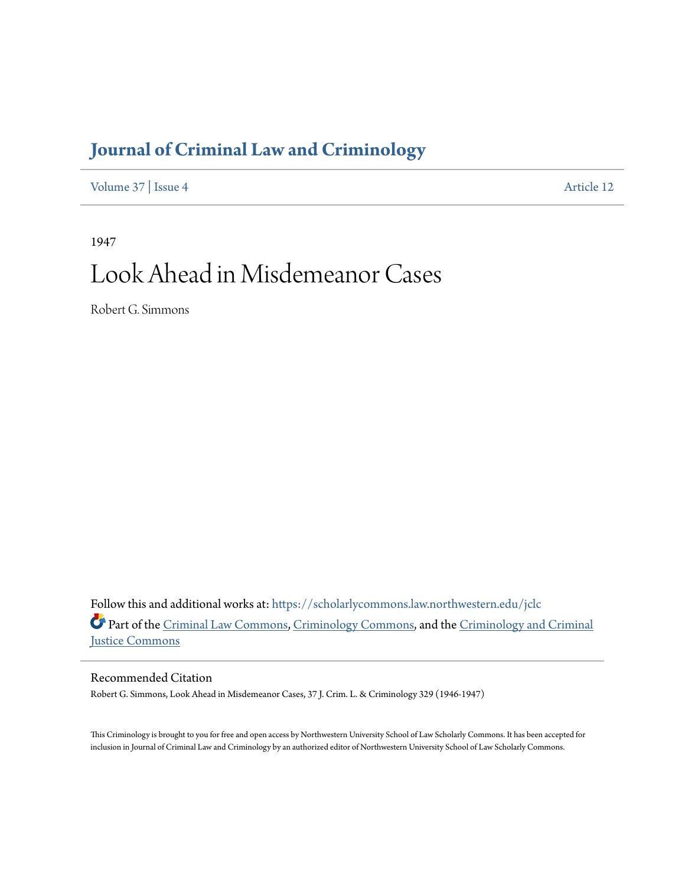# Journal of Criminal Law and Criminology

Volume 37 | Issue 4 Article 12

1947

# Look Ahead in Misdemeanor Cases

Robert G. Simmons

Follow this and additional works at: https://scholarlycommons.law.northwestern.edu/jclc

Part of the Criminal Law Commons, Criminology Commons, and the Criminology and Criminal Justice Commons

## Recommended Citation

Robert G. Simmons, Look Ahead in Misdemeanor Cases, 37 J. Crim. L. & Criminology 329 (1946-1947)

This Criminology is brought to you for free and open access by Northwestern University School of Law Scholarly Commons. It has been accepted for inclusion in Journal of Criminal Law and Criminology by an authorized editor of Northwestern University School of Law Scholarly Commons.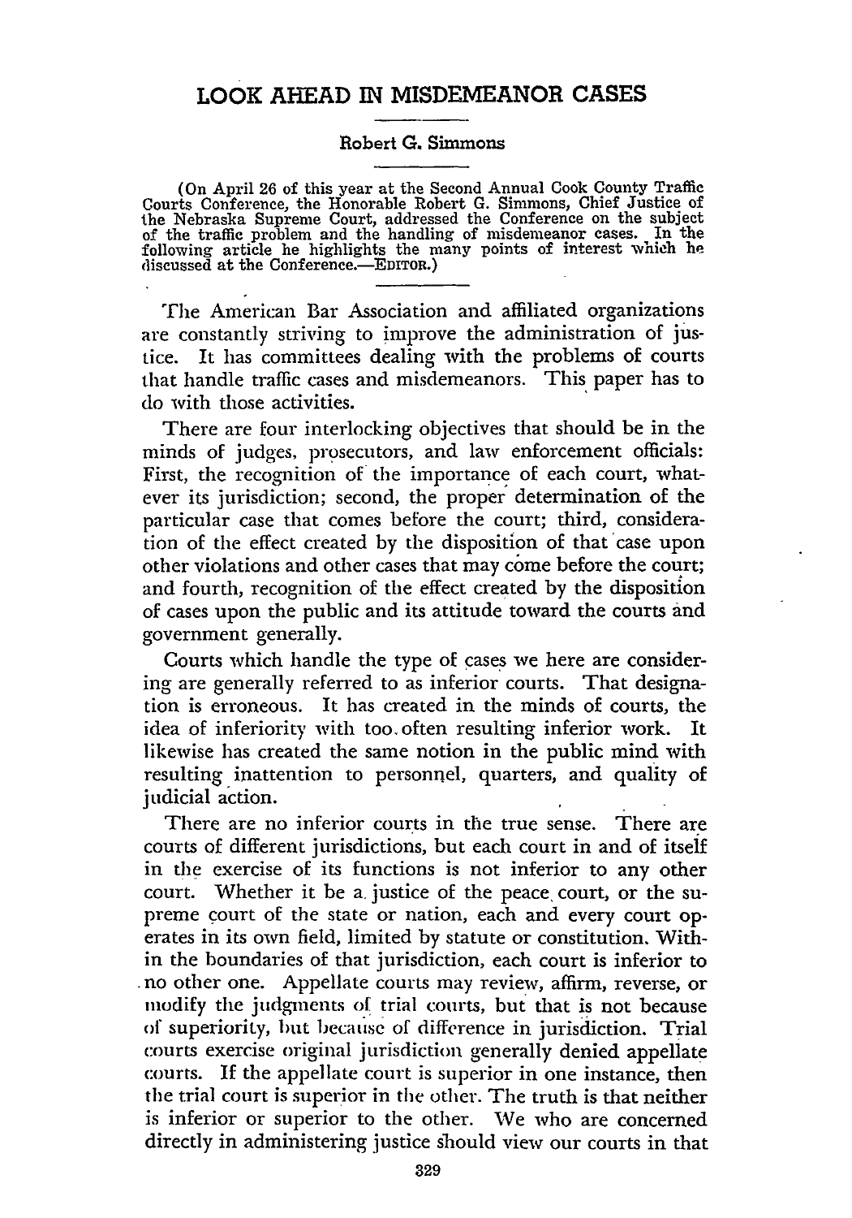# LOOK AHEAD IN MISDEMEANOR CASES

Robert G. Simmons

(On April 26 of this year at the Second Annual Cook County Traffic Courts Conference, the Honorable Robert G. Simmons, Chief Justice of the Nebraska Supreme Court, addressed the Conference on the subject of the traffic problem and the handling of misdemeanor cases. In the following article he highlights the many points of interest which he discussed at the Conference.—EDITOR.)

The American Bar Association and affiliated organizations are constantly striving to improve the administration of justice. It has committees dealing with the problems of courts that handle traffic cases and misdemeanors. This paper has to do with those activities.

There are four interlocking objectives that should be in the minds of judges, prosecutors, and law enforcement officials: First, the recognition of the importance of each court, whatever its jurisdiction; second, the proper determination of the particular case that comes before the court; third, consideration of the effect created by the disposition of that case upon other violations and other cases that may come before the court; and fourth, recognition of the effect created by the disposition of cases upon the public and its attitude toward the courts and government generally.

Courts which handle the type of cases we here are considering are generally referred to as inferior courts. That designation is erroneous. It has created in the minds of courts, the idea of inferiority with too often resulting inferior work. It likewise has created the same notion in the public mind with resulting inattention to personnel, quarters, and quality of judicial action.

There are no inferior courts in the true sense. There are courts of different jurisdictions, but each court in and of itself in the exercise of its functions is not inferior to any other court. Whether it be a justice of the peace court, or the supreme court of the state or nation, each and every court operates in its own field, limited by statute or constitution. Within the boundaries of that jurisdiction, each court is inferior to no other one. Appellate courts may review, affirm, reverse, or modify the judgments of trial courts, but that is not because of superiority, but because of difference in jurisdiction. Trial courts exercise original jurisdiction generally denied appellate courts. If the appellate court is superior in one instance, then the trial court is superior in the other. The truth is that neither is inferior or superior to the other. We who are concerned directly in administering justice should view our courts in that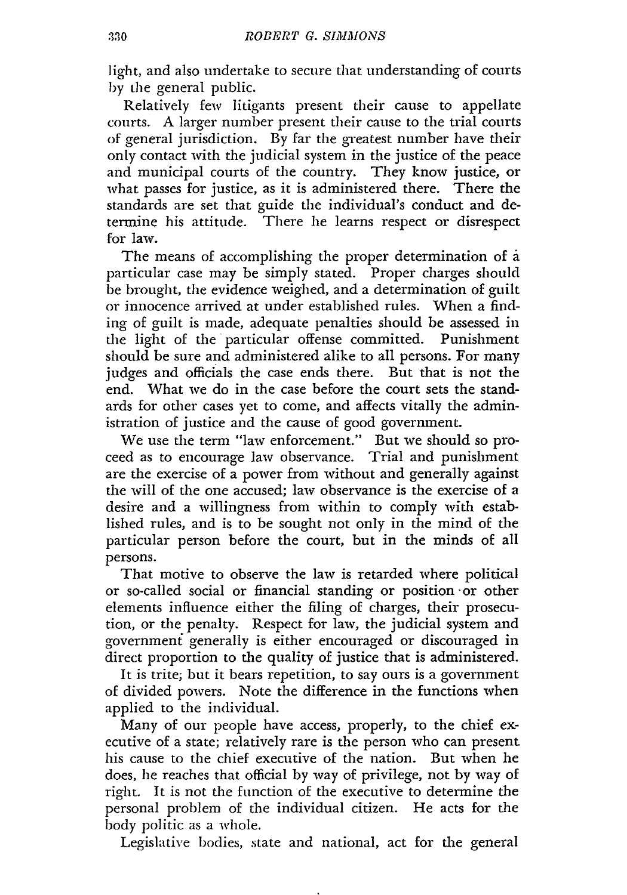light, and also undertake to secure that understanding of courts by the general public.

Relatively few litigants present their cause to appellate courts. A larger number present their cause to the trial courts of general jurisdiction. By far the greatest number have their only contact with the judicial system in the justice of the peace and municipal courts of the country. They know justice, or what passes for justice, as it is administered there. There the standards are set that guide the individual's conduct and determine his attitude. There he learns respect or disrespect for law.

The means of accomplishing the proper determination of a particular case may be simply stated. Proper charges should be brought, the evidence weighed, and a determination of guilt or innocence arrived at under established rules. When a finding of guilt is made, adequate penalties should be assessed in the light of the particular offense committed. Punishment should be sure and administered alike to all persons. For many judges and officials the case ends there. But that is not the end. What we do in the case before the court sets the standards for other cases yet to come, and affects vitally the administration of justice and the cause of good government.

We use the term "law enforcement." But we should so proceed as to encourage law observance. Trial and punishment are the exercise of a power from without and generally against the will of the one accused; law observance is the exercise of a desire and a willingness from within to comply with established rules, and is to be sought not only in the mind of the particular person before the court, but in the minds of all persons.

That motive to observe the law is retarded where political or so-called social or financial standing or position or other elements influence either the filing of charges, their prosecution, or the penalty. Respect for law, the judicial system and government generally is either encouraged or discouraged in direct proportion to the quality of justice that is administered.

It is trite; but it bears repetition, to say ours is a government of divided powers. Note the difference in the functions when applied to the individual.

Many of our people have access, properly, to the chief executive of a state; relatively rare is the person who can present his cause to the chief executive of the nation. But when he does, he reaches that official by way of privilege, not by way of right. It is not the function of the executive to determine the personal problem of the individual citizen. He acts for the body politic as a whole.

Legislative bodies, state and national, act for the general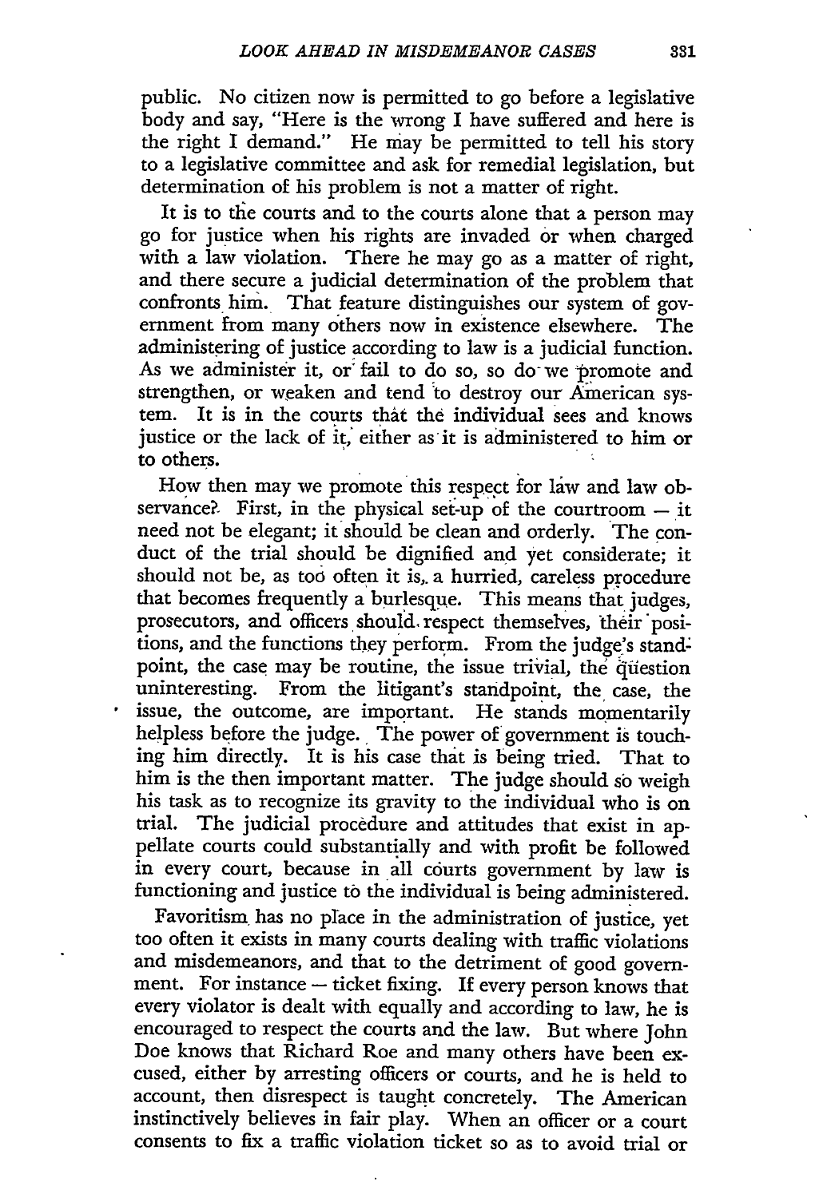public. No citizen now is permitted to go before a legislative body and say, "Here is the wrong I have suffered and here is the right I demand." He may be permitted to tell his story to a legislative committee and ask for remedial legislation, but determination of his problem is not a matter of right.

It is to the courts and to the courts alone that a person may go for justice when his rights are invaded or when charged with a law violation. There he may go as a matter of right, and there secure a judicial determination of the problem that confronts him. That feature distinguishes our system of government from many others now in existence elsewhere. The administering of justice according to law is a judicial function. As we administer it, or fail to do so, so do we promote and strengthen, or weaken and tend to destroy our American system. It is in the courts that the individual sees and knows justice or the lack of it, either as it is administered to him or to others.

How then may we promote this respect for law and law observance? First, in the physical set-up of the courtroom — it need not be elegant; it should be clean and orderly. The conduct of the trial should be dignified and yet considerate; it should not be, as too often it is, a hurried, careless procedure that becomes frequently a burlesque. This means that judges, prosecutors, and officers should respect themselves, their positions, and the functions they perform. From the judge's standpoint, the case may be routine, the issue trivial, the question uninteresting. From the litigant's standpoint, the case, the issue, the outcome, are important. He stands momentarily helpless before the judge. The power of government is touching him directly. It is his case that is being tried. That to him is the then important matter. The judge should so weigh his task as to recognize its gravity to the individual who is on trial. The judicial procedure and attitudes that exist in appellate courts could substantially and with profit be followed in every court, because in all courts government by law is functioning and justice to the individual is being administered.

Favoritism has no place in the administration of justice, yet too often it exists in many courts dealing with traffic violations and misdemeanors, and that to the detriment of good government. For instance — ticket fixing. If every person knows that every violator is dealt with equally and according to law, he is encouraged to respect the courts and the law. But where John Doe knows that Richard Roe and many others have been excused, either by arresting officers or courts, and he is held to account, then disrespect is taught concretely. The American instinctively believes in fair play. When an officer or a court consents to fix a traffic violation ticket so as to avoid trial or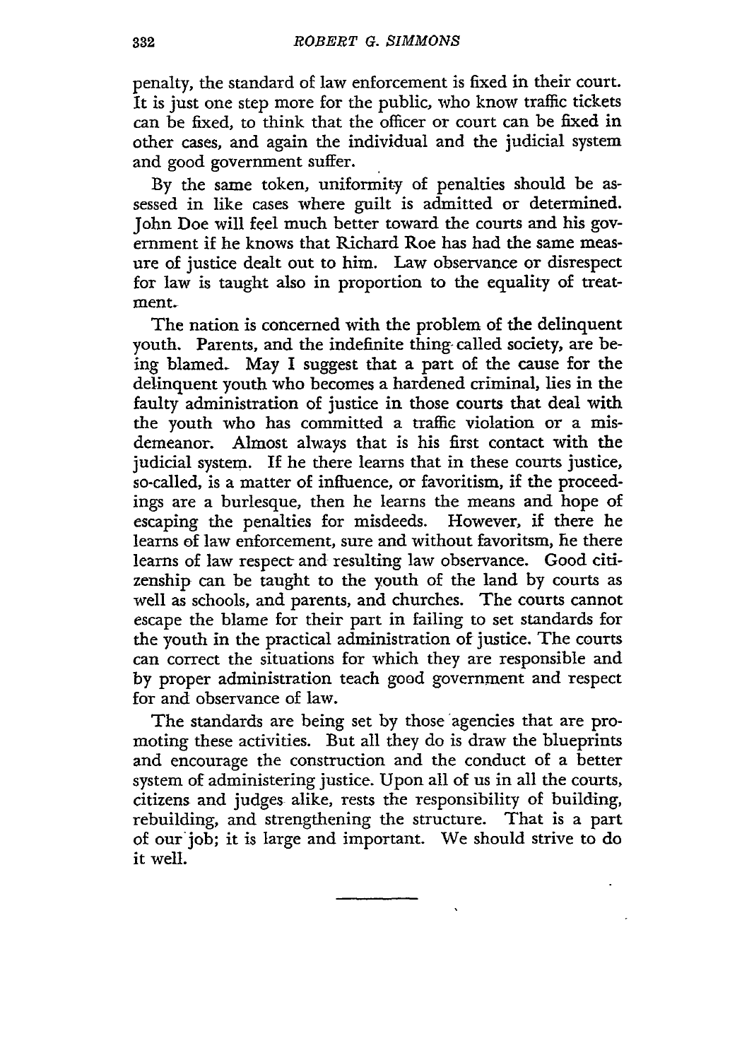penalty, the standard of law enforcement is fixed in their court. It is just one step more for the public, who know traffic tickets can be fixed, to think that the officer or court can be fixed in other cases, and again the individual and the judicial system and good government suffer.

By the same token, uniformity of penalties should be assessed in like cases where guilt is admitted or determined. John Doe will feel much better toward the courts and his government if he knows that Richard Roe has had the same measure of justice dealt out to him. Law observance or disrespect for law is taught also in proportion to the equality of treatment.

The nation is concerned with the problem of the delinquent youth. Parents, and the indefinite thing called society, are being blamed. May I suggest that a part of the cause for the delinquent youth who becomes a hardened criminal, lies in the faulty administration of justice in those courts that deal with the youth who has committed a traffic violation or a misdemeanor. Almost always that is his first contact with the judicial system. If he there learns that in these courts justice, so-called, is a matter of influence, or favoritism, if the proceedings are a burlesque, then he learns the means and hope of escaping the penalties for misdeeds. However, if there he learns of law enforcement, sure and without favoritsm, he there learns of law respect and resulting law observance. Good citizenship can be taught to the youth of the land by courts as well as schools, and parents, and churches. The courts cannot escape the blame for their part in failing to set standards for the youth in the practical administration of justice. The courts can correct the situations for which they are responsible and by proper administration teach good government and respect for and observance of law.

The standards are being set by those agencies that are promoting these activities. But all they do is draw the blueprints and encourage the construction and the conduct of a better system of administering justice. Upon all of us in all the courts, citizens and judges alike, rests the responsibility of building, rebuilding, and strengthening the structure. That is a part of our job; it is large and important. We should strive to do it well.